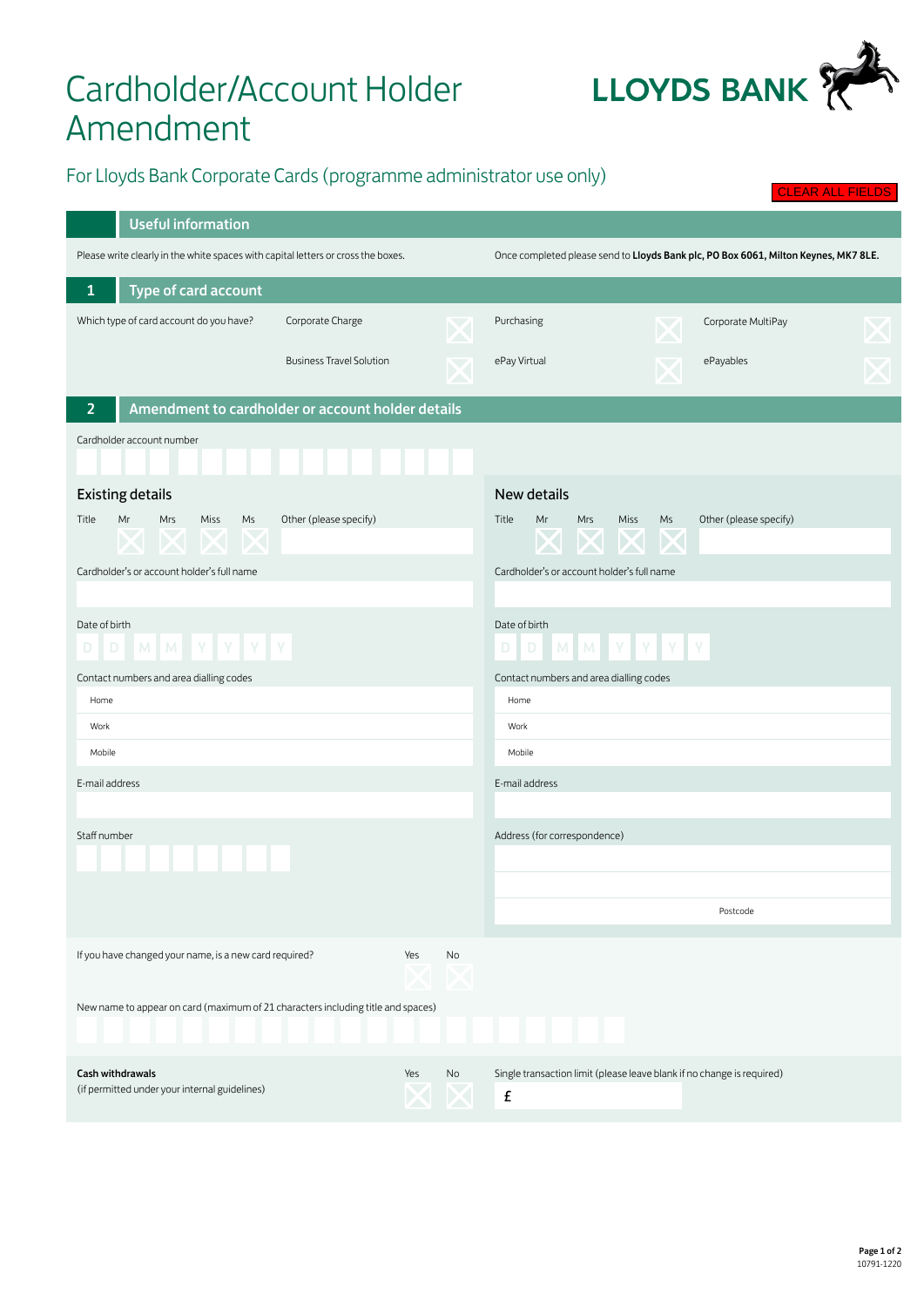# Cardholder/Account Holder Amendment

LLOYDS BANK

For Lloyds Bank Corporate Cards (programme administrator use only)

CLEAR ALL FIELDS

## Useful information

Please write clearly in the white spaces with capital letters or cross the boxes.

Once completed please send to **Lloyds Bank plc, PO Box 6061, Milton Keynes, MK7 8LE.**

## 1 Type of card account

Which type of card account do you have?

| | | |
|---|---|---|
| Corporate Charge ☐ | Purchasing ☐ | Corporate MultiPay ☐ |
| Business Travel Solution ☐ | ePay Virtual ☐ | ePayables ☐ |

## 2 Amendment to cardholder or account holder details

Cardholder account number

### Existing details

Title: Mr ☐ Mrs ☐ Miss ☐ Ms ☐ Other (please specify)

Cardholder's or account holder's full name

Date of birth D D M M Y Y Y Y

Contact numbers and area dialling codes

- Home
- Work
- Mobile

E-mail address

Staff number

### New details

Title: Mr ☐ Mrs ☐ Miss ☐ Ms ☐ Other (please specify)

Cardholder's or account holder's full name

Date of birth D D M M Y Y Y Y

Contact numbers and area dialling codes

- Home
- Work
- Mobile

E-mail address

Address (for correspondence)

Postcode

If you have changed your name, is a new card required? Yes ☐ No ☐

New name to appear on card (maximum of 21 characters including title and spaces)

**Cash withdrawals**
(if permitted under your internal guidelines) Yes ☐ No ☐

Single transaction limit (please leave blank if no change is required)

£

10791-1220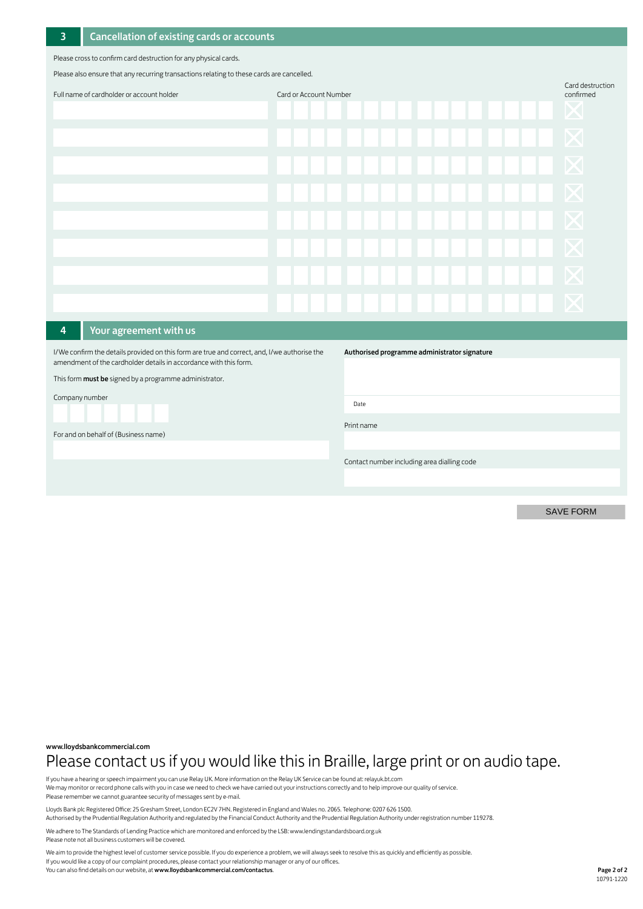## 3 Cancellation of existing cards or accounts

Please cross to confirm card destruction for any physical cards.

Please also ensure that any recurring transactions relating to these cards are cancelled.

| Full name of cardholder or account holder | Card or Account Number | Card destruction confirmed |
|---|---|---|
| | | ☒ |
| | | ☒ |
| | | ☒ |
| | | ☒ |
| | | ☒ |
| | | ☒ |
| | | ☒ |
| | | ☒ |

## 4 Your agreement with us

I/We confirm the details provided on this form are true and correct, and, I/we authorise the amendment of the cardholder details in accordance with this form.

This form **must be** signed by a programme administrator.

Company number

For and on behalf of (Business name)

**Authorised programme administrator signature**

Date

Print name

Contact number including area dialling code

SAVE FORM

**www.lloydsbankcommercial.com**

# Please contact us if you would like this in Braille, large print or on audio tape.

If you have a hearing or speech impairment you can use Relay UK. More information on the Relay UK Service can be found at: relayuk.bt.com
We may monitor or record phone calls with you in case we need to check we have carried out your instructions correctly and to help improve our quality of service.
Please remember we cannot guarantee security of messages sent by e-mail.

Lloyds Bank plc Registered Office: 25 Gresham Street, London EC2V 7HN. Registered in England and Wales no. 2065. Telephone: 0207 626 1500.
Authorised by the Prudential Regulation Authority and regulated by the Financial Conduct Authority and the Prudential Regulation Authority under registration number 119278.

We adhere to The Standards of Lending Practice which are monitored and enforced by the LSB: www.lendingstandardsboard.org.uk
Please note not all business customers will be covered.

We aim to provide the highest level of customer service possible. If you do experience a problem, we will always seek to resolve this as quickly and efficiently as possible.
If you would like a copy of our complaint procedures, please contact your relationship manager or any of our offices.
You can also find details on our website, at **www.lloydsbankcommercial.com/contactus**.

10791-1220